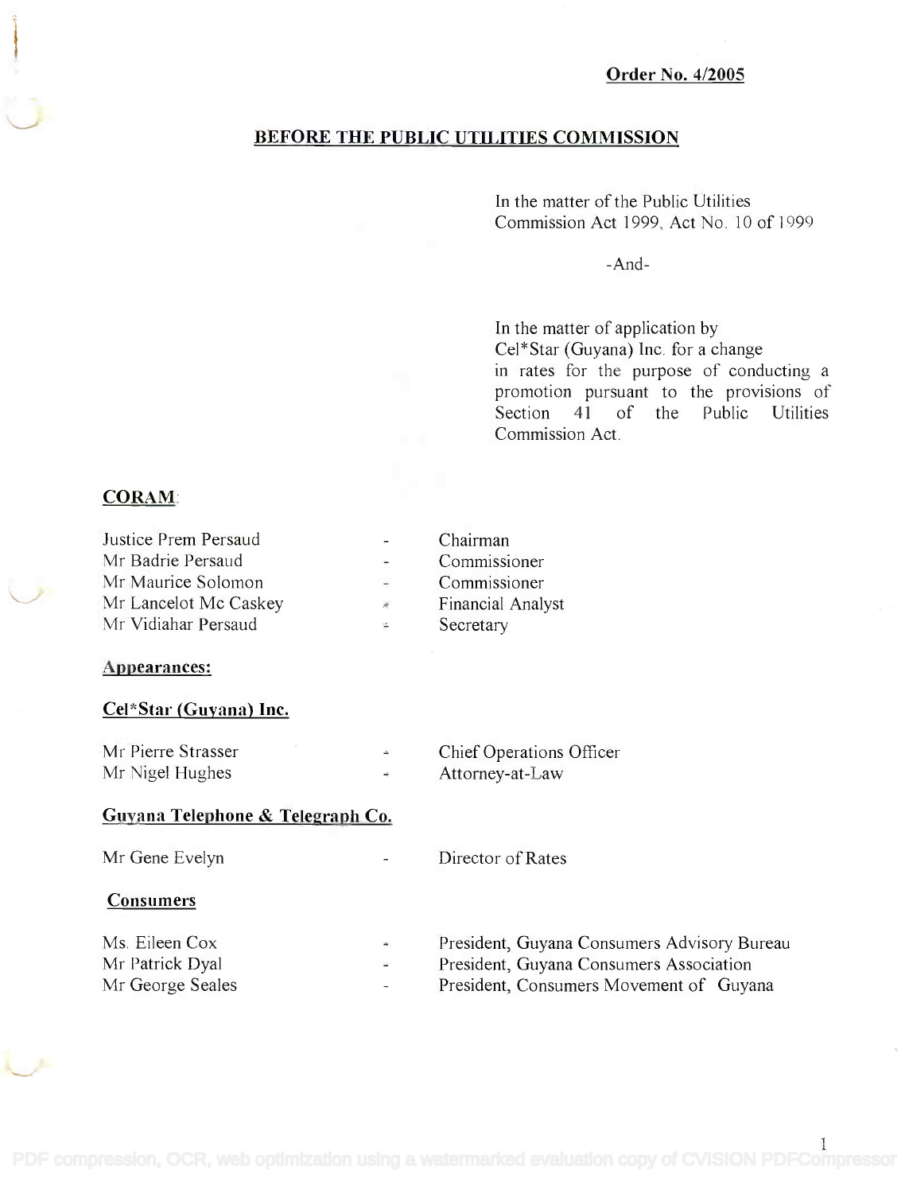**Order No. 4/2005**

# BEFORE THE PUBLIC UTILITIES COMMISSION

In the matter of the Public Utilities Commission Act 1999, Act No. 10 of 1999

-And-

In the matter of application by Cel*Star (Guyana) Inc. for a change in rates for the purpose of conducting a promotion pursuant to the provisions of Section 41 of the Public Utilities Commission Act.

## CORAM:

| | | |
|---|---|---|
| Justice Prem Persaud | - | Chairman |
| Mr Badrie Persaud | - | Commissioner |
| Mr Maurice Solomon | - | Commissioner |
| Mr Lancelot Mc Caskey | - | Financial Analyst |
| Mr Vidiahar Persaud | - | Secretary |

## Appearances:

### Cel*Star (Guyana) Inc.

| | | |
|---|---|---|
| Mr Pierre Strasser | - | Chief Operations Officer |
| Mr Nigel Hughes | - | Attorney-at-Law |

### Guyana Telephone & Telegraph Co.

| | | |
|---|---|---|
| Mr Gene Evelyn | - | Director of Rates |

### Consumers

| | | |
|---|---|---|
| Ms. Eileen Cox | - | President, Guyana Consumers Advisory Bureau |
| Mr Patrick Dyal | - | President, Guyana Consumers Association |
| Mr George Seales | - | President, Consumers Movement of Guyana |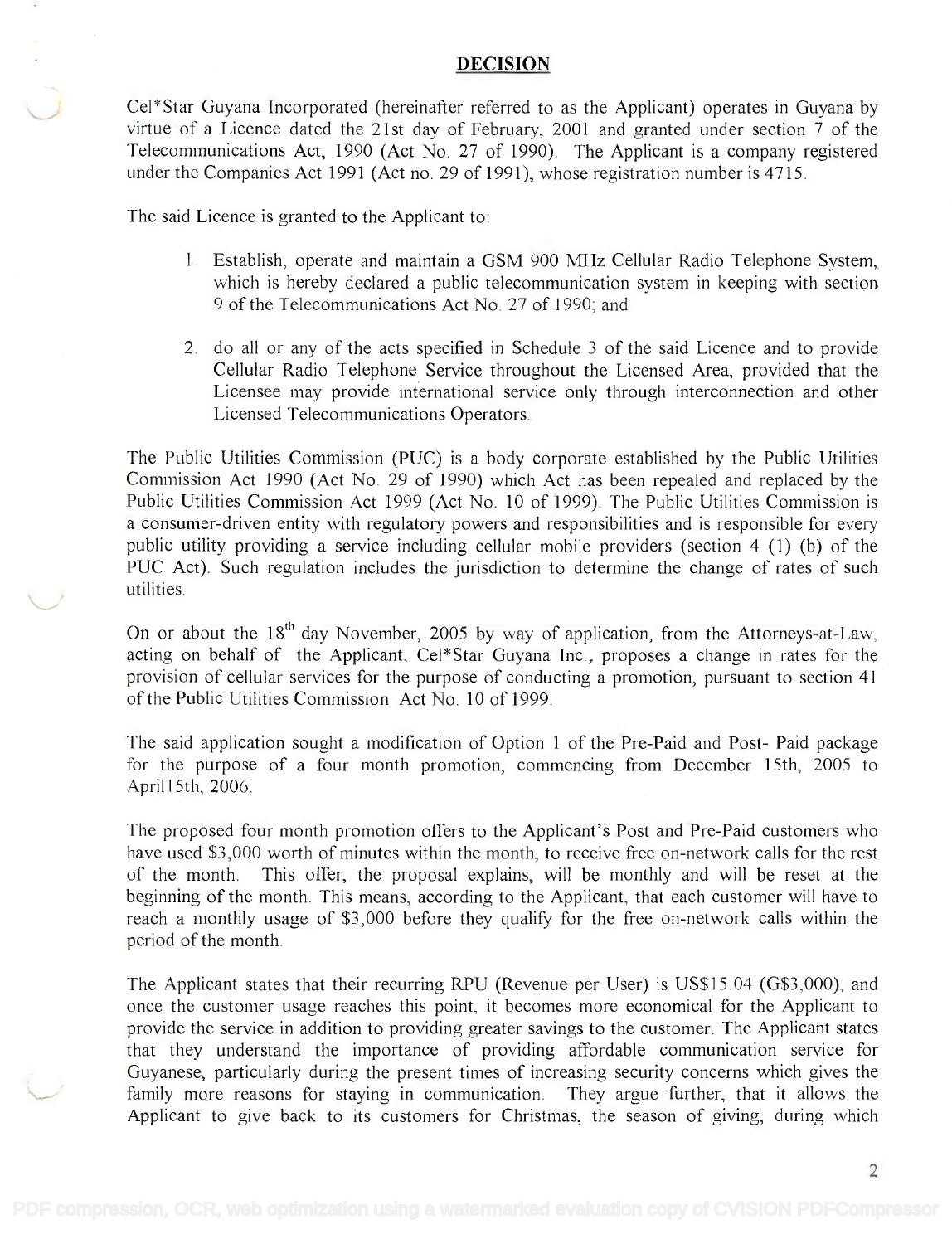# DECISION

Cel*Star Guyana Incorporated (hereinafter referred to as the Applicant) operates in Guyana by virtue of a Licence dated the 21st day of February, 2001 and granted under section 7 of the Telecommunications Act, 1990 (Act No. 27 of 1990). The Applicant is a company registered under the Companies Act 1991 (Act no. 29 of 1991), whose registration number is 4715.

The said Licence is granted to the Applicant to:

1. Establish, operate and maintain a GSM 900 MHz Cellular Radio Telephone System, which is hereby declared a public telecommunication system in keeping with section 9 of the Telecommunications Act No. 27 of 1990; and
2. do all or any of the acts specified in Schedule 3 of the said Licence and to provide Cellular Radio Telephone Service throughout the Licensed Area, provided that the Licensee may provide international service only through interconnection and other Licensed Telecommunications Operators.

The Public Utilities Commission (PUC) is a body corporate established by the Public Utilities Commission Act 1990 (Act No. 29 of 1990) which Act has been repealed and replaced by the Public Utilities Commission Act 1999 (Act No. 10 of 1999). The Public Utilities Commission is a consumer-driven entity with regulatory powers and responsibilities and is responsible for every public utility providing a service including cellular mobile providers (section 4 (1) (b) of the PUC Act). Such regulation includes the jurisdiction to determine the change of rates of such utilities.

On or about the 18th day November, 2005 by way of application, from the Attorneys-at-Law, acting on behalf of the Applicant, Cel*Star Guyana Inc., proposes a change in rates for the provision of cellular services for the purpose of conducting a promotion, pursuant to section 41 of the Public Utilities Commission Act No. 10 of 1999.

The said application sought a modification of Option 1 of the Pre-Paid and Post- Paid package for the purpose of a four month promotion, commencing from December 15th, 2005 to April15th, 2006.

The proposed four month promotion offers to the Applicant's Post and Pre-Paid customers who have used $3,000 worth of minutes within the month, to receive free on-network calls for the rest of the month. This offer, the proposal explains, will be monthly and will be reset at the beginning of the month. This means, according to the Applicant, that each customer will have to reach a monthly usage of $3,000 before they qualify for the free on-network calls within the period of the month.

The Applicant states that their recurring RPU (Revenue per User) is US$15.04 (G$3,000), and once the customer usage reaches this point, it becomes more economical for the Applicant to provide the service in addition to providing greater savings to the customer. The Applicant states that they understand the importance of providing affordable communication service for Guyanese, particularly during the present times of increasing security concerns which gives the family more reasons for staying in communication. They argue further, that it allows the Applicant to give back to its customers for Christmas, the season of giving, during which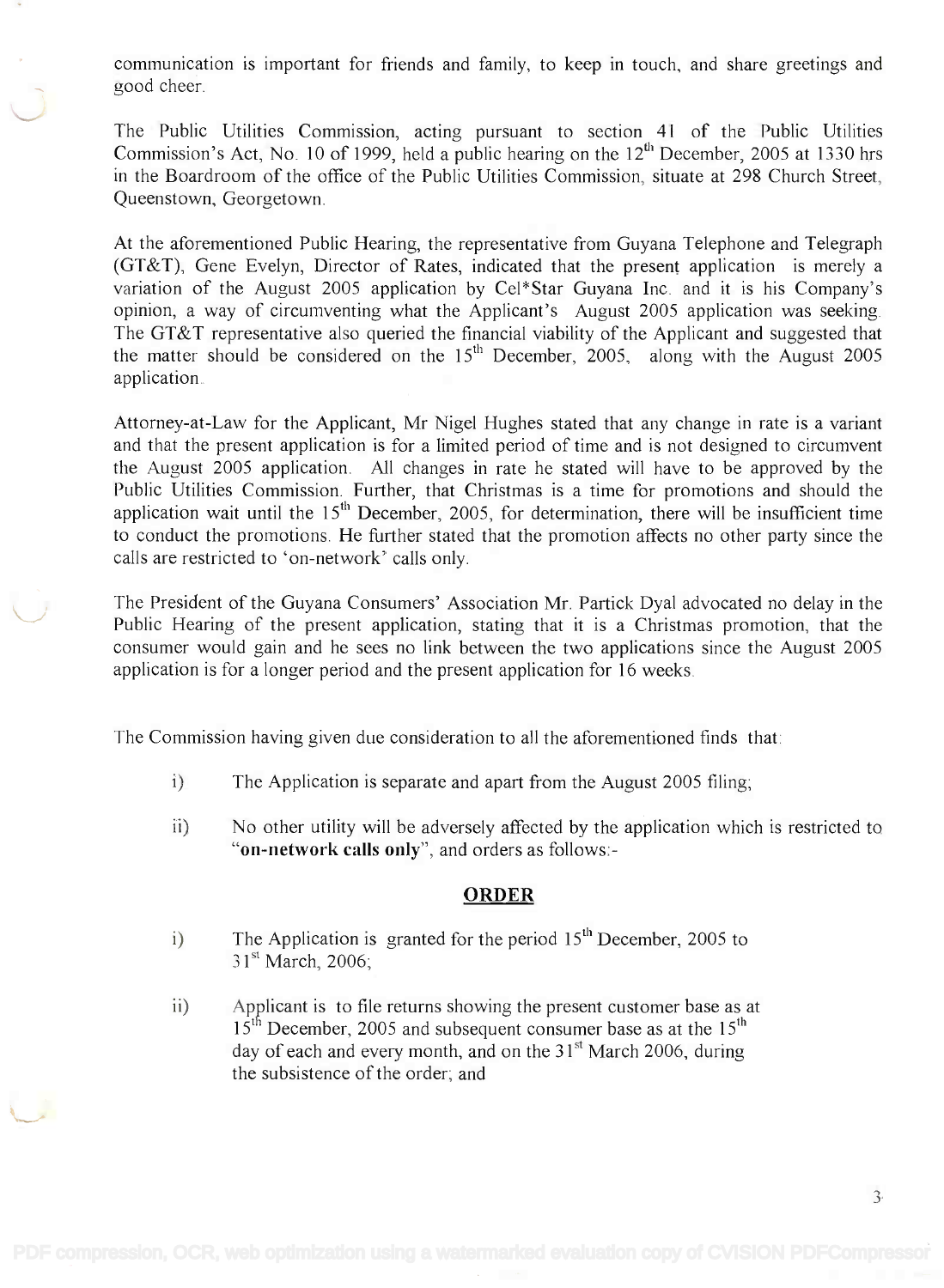communication is important for friends and family, to keep in touch, and share greetings and good cheer.

The Public Utilities Commission, acting pursuant to section 41 of the Public Utilities Commission's Act, No. 10 of 1999, held a public hearing on the 12th December, 2005 at 1330 hrs in the Boardroom of the office of the Public Utilities Commission, situate at 298 Church Street, Queenstown, Georgetown.

At the aforementioned Public Hearing, the representative from Guyana Telephone and Telegraph (GT&T), Gene Evelyn, Director of Rates, indicated that the present application is merely a variation of the August 2005 application by Cel*Star Guyana Inc. and it is his Company's opinion, a way of circumventing what the Applicant's August 2005 application was seeking. The GT&T representative also queried the financial viability of the Applicant and suggested that the matter should be considered on the 15th December, 2005, along with the August 2005 application.

Attorney-at-Law for the Applicant, Mr Nigel Hughes stated that any change in rate is a variant and that the present application is for a limited period of time and is not designed to circumvent the August 2005 application. All changes in rate he stated will have to be approved by the Public Utilities Commission. Further, that Christmas is a time for promotions and should the application wait until the 15th December, 2005, for determination, there will be insufficient time to conduct the promotions. He further stated that the promotion affects no other party since the calls are restricted to 'on-network' calls only.

The President of the Guyana Consumers' Association Mr. Partick Dyal advocated no delay in the Public Hearing of the present application, stating that it is a Christmas promotion, that the consumer would gain and he sees no link between the two applications since the August 2005 application is for a longer period and the present application for 16 weeks.

The Commission having given due consideration to all the aforementioned finds that:

i) The Application is separate and apart from the August 2005 filing;

ii) No other utility will be adversely affected by the application which is restricted to "**on-network calls only**", and orders as follows:-

## ORDER

i) The Application is granted for the period 15th December, 2005 to 31st March, 2006;

ii) Applicant is to file returns showing the present customer base as at 15th December, 2005 and subsequent consumer base as at the 15th day of each and every month, and on the 31st March 2006, during the subsistence of the order; and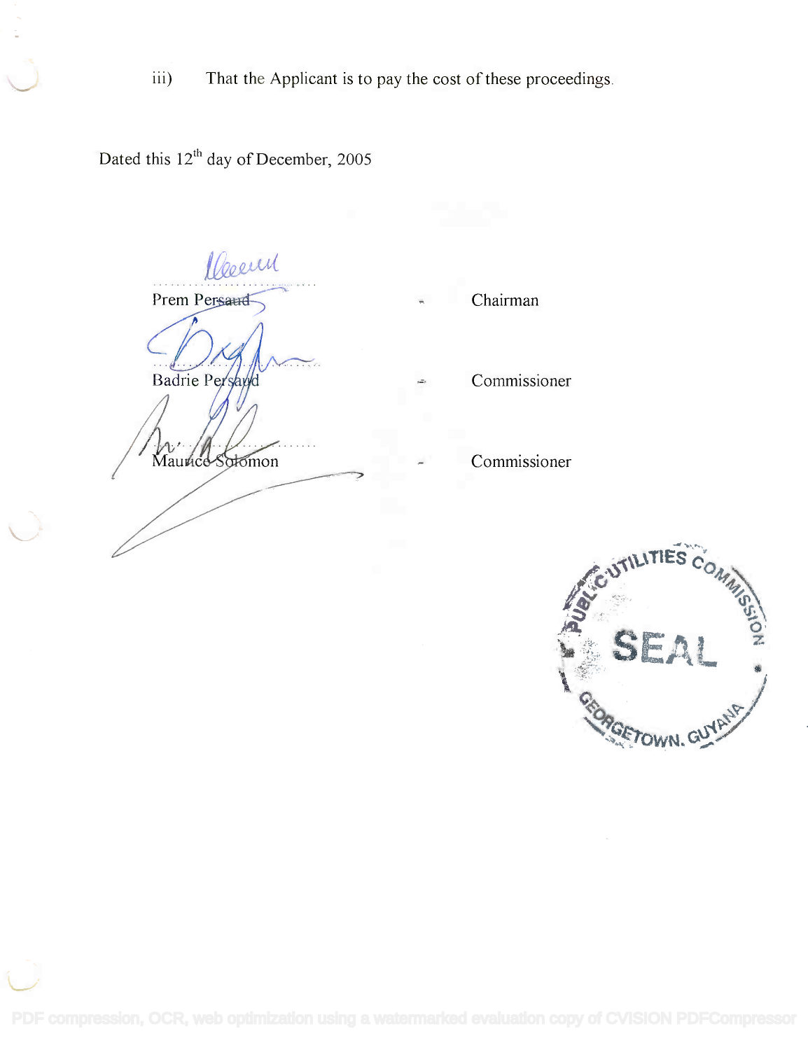iii) That the Applicant is to pay the cost of these proceedings.

Dated this 12th day of December, 2005

Prem Persaud - Chairman

Badrie Persaud - Commissioner

Maurice Solomon - Commissioner

PUBLIC UTILITIES COMMISSION SEAL GEORGETOWN, GUYANA